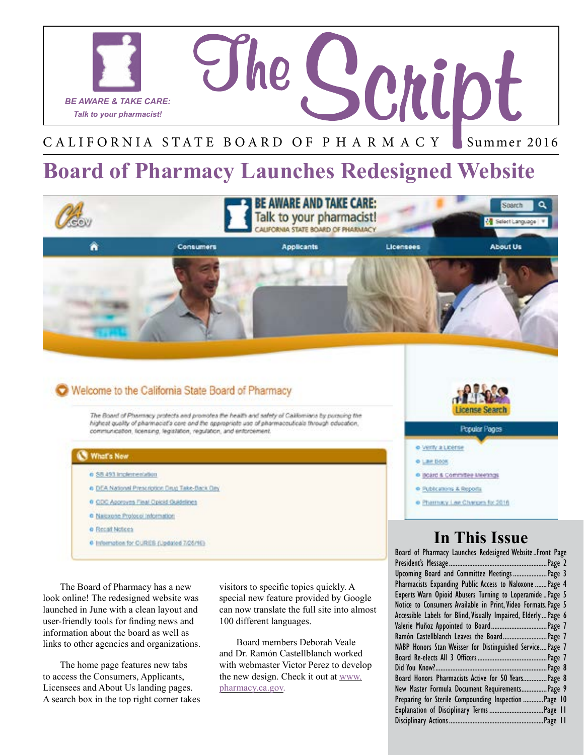# The Script

*BE AWARE & TAKE CARE:*
*Talk to your pharmacist!*

CALIFORNIA STATE BOARD OF PHARMACY Summer 2016

# Board of Pharmacy Launches Redesigned Website

The Board of Pharmacy has a new look online! The redesigned website was launched in June with a clean layout and user-friendly tools for finding news and information about the board as well as links to other agencies and organizations.

The home page features new tabs to access the Consumers, Applicants, Licensees and About Us landing pages. A search box in the top right corner takes visitors to specific topics quickly. A special new feature provided by Google can now translate the full site into almost 100 different languages.

Board members Deborah Veale and Dr. Ramón Castellblanch worked with webmaster Victor Perez to develop the new design. Check it out at www.pharmacy.ca.gov.

## In This Issue

| | |
|---|---|
| Board of Pharmacy Launches Redesigned Website | Front Page |
| President's Message | Page 2 |
| Upcoming Board and Committee Meetings | Page 3 |
| Pharmacists Expanding Public Access to Naloxone | Page 4 |
| Experts Warn Opioid Abusers Turning to Loperamide | Page 5 |
| Notice to Consumers Available in Print, Video Formats | Page 5 |
| Accessible Labels for Blind, Visually Impaired, Elderly | Page 6 |
| Valerie Muñoz Appointed to Board | Page 7 |
| Ramón Castellblanch Leaves the Board | Page 7 |
| NABP Honors Stan Weisser for Distinguished Service | Page 7 |
| Board Re-elects All 3 Officers | Page 7 |
| Did You Know? | Page 8 |
| Board Honors Pharmacists Active for 50 Years | Page 8 |
| New Master Formula Document Requirements | Page 9 |
| Preparing for Sterile Compounding Inspection | Page 10 |
| Explanation of Disciplinary Terms | Page 11 |
| Disciplinary Actions | Page 11 |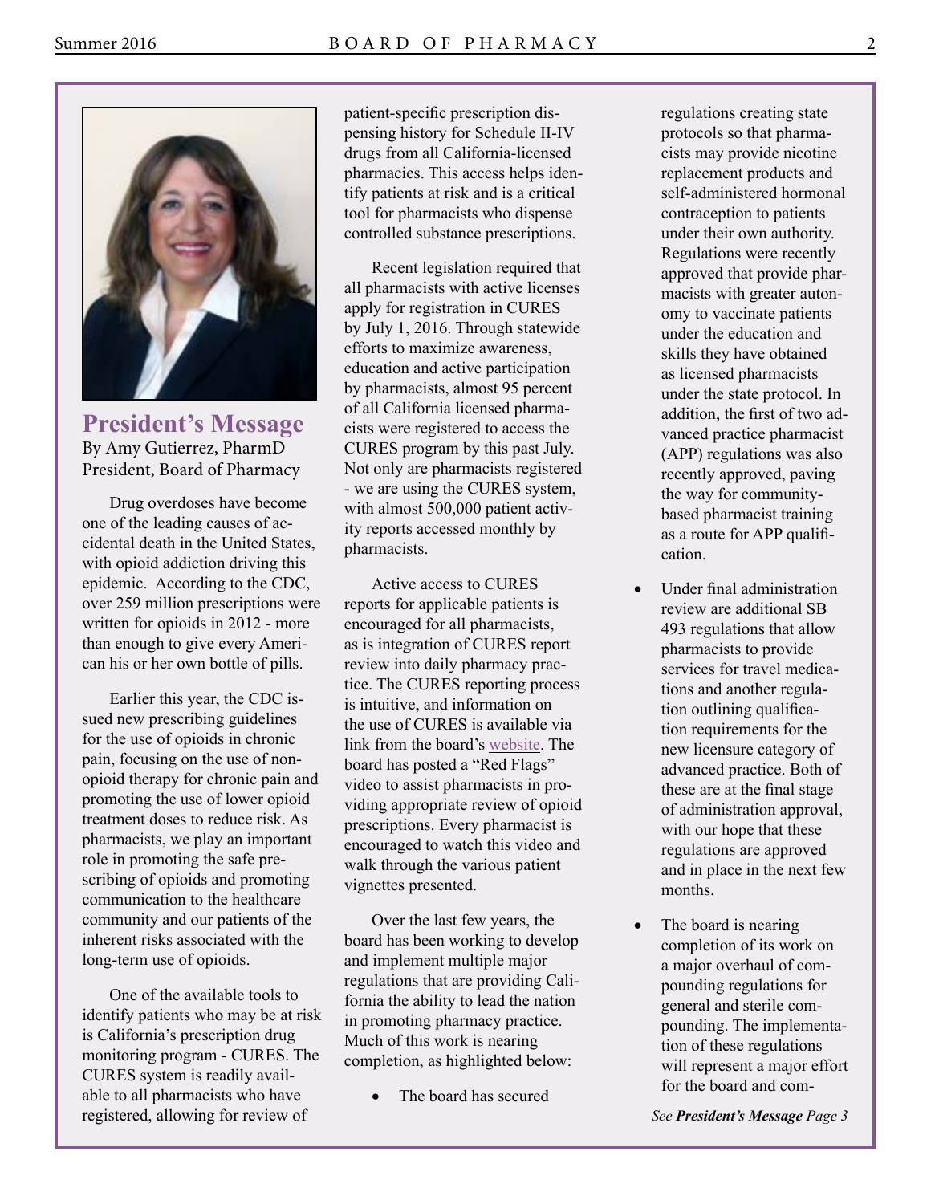## President's Message

By Amy Gutierrez, PharmD
President, Board of Pharmacy

Drug overdoses have become one of the leading causes of accidental death in the United States, with opioid addiction driving this epidemic. According to the CDC, over 259 million prescriptions were written for opioids in 2012 - more than enough to give every American his or her own bottle of pills.

Earlier this year, the CDC issued new prescribing guidelines for the use of opioids in chronic pain, focusing on the use of non-opioid therapy for chronic pain and promoting the use of lower opioid treatment doses to reduce risk. As pharmacists, we play an important role in promoting the safe prescribing of opioids and promoting communication to the healthcare community and our patients of the inherent risks associated with the long-term use of opioids.

One of the available tools to identify patients who may be at risk is California's prescription drug monitoring program - CURES. The CURES system is readily available to all pharmacists who have registered, allowing for review of patient-specific prescription dispensing history for Schedule II-IV drugs from all California-licensed pharmacies. This access helps identify patients at risk and is a critical tool for pharmacists who dispense controlled substance prescriptions.

Recent legislation required that all pharmacists with active licenses apply for registration in CURES by July 1, 2016. Through statewide efforts to maximize awareness, education and active participation by pharmacists, almost 95 percent of all California licensed pharmacists were registered to access the CURES program by this past July. Not only are pharmacists registered - we are using the CURES system, with almost 500,000 patient activity reports accessed monthly by pharmacists.

Active access to CURES reports for applicable patients is encouraged for all pharmacists, as is integration of CURES report review into daily pharmacy practice. The CURES reporting process is intuitive, and information on the use of CURES is available via link from the board's website. The board has posted a "Red Flags" video to assist pharmacists in providing appropriate review of opioid prescriptions. Every pharmacist is encouraged to watch this video and walk through the various patient vignettes presented.

Over the last few years, the board has been working to develop and implement multiple major regulations that are providing California the ability to lead the nation in promoting pharmacy practice. Much of this work is nearing completion, as highlighted below:

- The board has secured regulations creating state protocols so that pharmacists may provide nicotine replacement products and self-administered hormonal contraception to patients under their own authority. Regulations were recently approved that provide pharmacists with greater autonomy to vaccinate patients under the education and skills they have obtained as licensed pharmacists under the state protocol. In addition, the first of two advanced practice pharmacist (APP) regulations was also recently approved, paving the way for community-based pharmacist training as a route for APP qualification.
- Under final administration review are additional SB 493 regulations that allow pharmacists to provide services for travel medications and another regulation outlining qualification requirements for the new licensure category of advanced practice. Both of these are at the final stage of administration approval, with our hope that these regulations are approved and in place in the next few months.
- The board is nearing completion of its work on a major overhaul of compounding regulations for general and sterile compounding. The implementation of these regulations will represent a major effort for the board and com-

*See **President's Message** Page 3*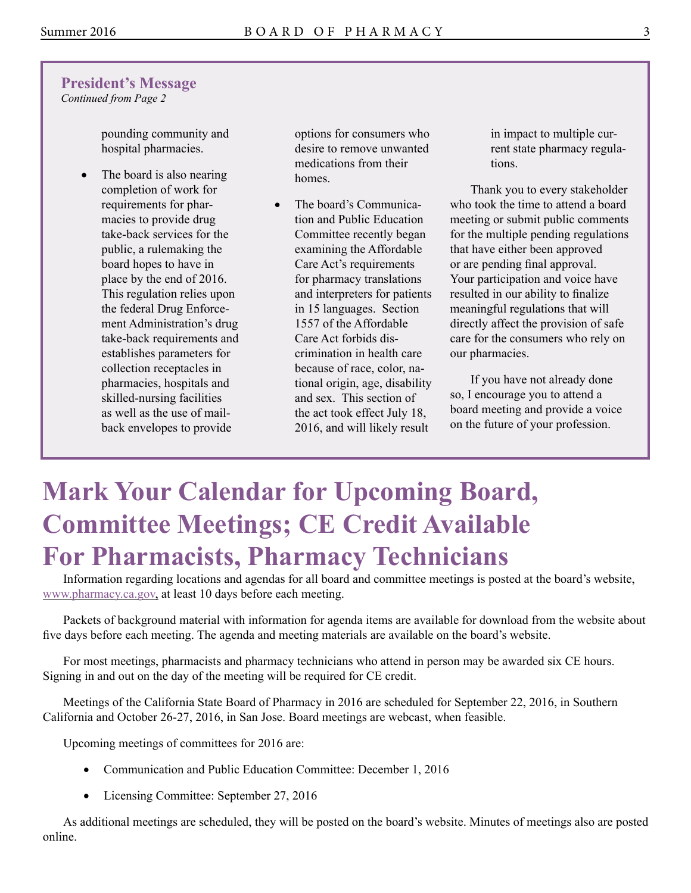## President's Message

*Continued from Page 2*

pounding community and hospital pharmacies.

- The board is also nearing completion of work for requirements for pharmacies to provide drug take-back services for the public, a rulemaking the board hopes to have in place by the end of 2016. This regulation relies upon the federal Drug Enforcement Administration's drug take-back requirements and establishes parameters for collection receptacles in pharmacies, hospitals and skilled-nursing facilities as well as the use of mail-back envelopes to provide options for consumers who desire to remove unwanted medications from their homes.
- The board's Communication and Public Education Committee recently began examining the Affordable Care Act's requirements for pharmacy translations and interpreters for patients in 15 languages. Section 1557 of the Affordable Care Act forbids discrimination in health care because of race, color, national origin, age, disability and sex. This section of the act took effect July 18, 2016, and will likely result in impact to multiple current state pharmacy regulations.

Thank you to every stakeholder who took the time to attend a board meeting or submit public comments for the multiple pending regulations that have either been approved or are pending final approval. Your participation and voice have resulted in our ability to finalize meaningful regulations that will directly affect the provision of safe care for the consumers who rely on our pharmacies.

If you have not already done so, I encourage you to attend a board meeting and provide a voice on the future of your profession.

# Mark Your Calendar for Upcoming Board, Committee Meetings; CE Credit Available For Pharmacists, Pharmacy Technicians

Information regarding locations and agendas for all board and committee meetings is posted at the board's website, www.pharmacy.ca.gov, at least 10 days before each meeting.

Packets of background material with information for agenda items are available for download from the website about five days before each meeting. The agenda and meeting materials are available on the board's website.

For most meetings, pharmacists and pharmacy technicians who attend in person may be awarded six CE hours. Signing in and out on the day of the meeting will be required for CE credit.

Meetings of the California State Board of Pharmacy in 2016 are scheduled for September 22, 2016, in Southern California and October 26-27, 2016, in San Jose. Board meetings are webcast, when feasible.

Upcoming meetings of committees for 2016 are:

- Communication and Public Education Committee: December 1, 2016
- Licensing Committee: September 27, 2016

As additional meetings are scheduled, they will be posted on the board's website. Minutes of meetings also are posted online.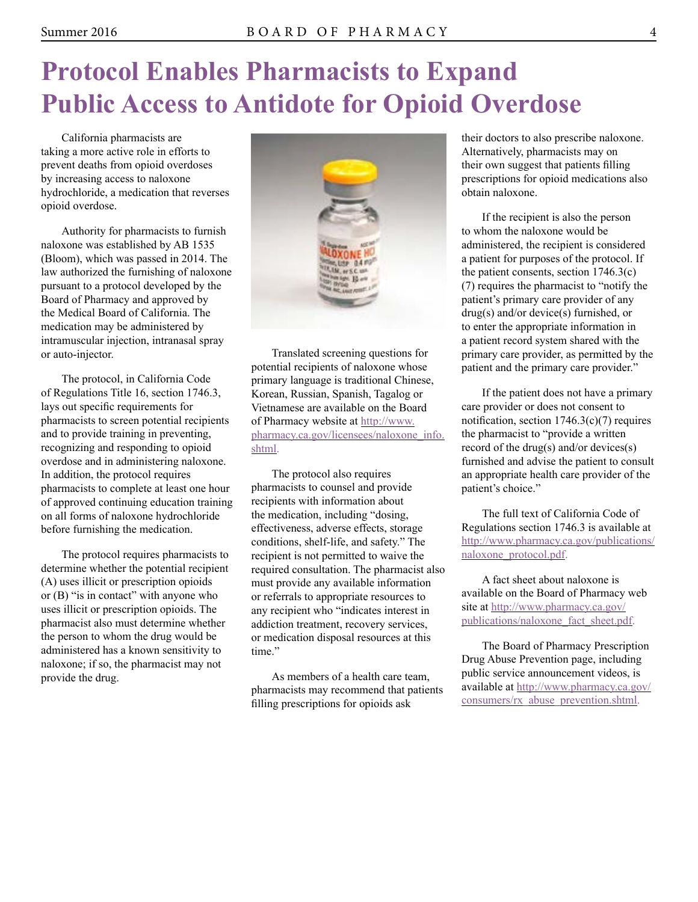# Protocol Enables Pharmacists to Expand Public Access to Antidote for Opioid Overdose

California pharmacists are taking a more active role in efforts to prevent deaths from opioid overdoses by increasing access to naloxone hydrochloride, a medication that reverses opioid overdose.

Authority for pharmacists to furnish naloxone was established by AB 1535 (Bloom), which was passed in 2014. The law authorized the furnishing of naloxone pursuant to a protocol developed by the Board of Pharmacy and approved by the Medical Board of California. The medication may be administered by intramuscular injection, intranasal spray or auto-injector.

The protocol, in California Code of Regulations Title 16, section 1746.3, lays out specific requirements for pharmacists to screen potential recipients and to provide training in preventing, recognizing and responding to opioid overdose and in administering naloxone. In addition, the protocol requires pharmacists to complete at least one hour of approved continuing education training on all forms of naloxone hydrochloride before furnishing the medication.

The protocol requires pharmacists to determine whether the potential recipient (A) uses illicit or prescription opioids or (B) "is in contact" with anyone who uses illicit or prescription opioids. The pharmacist also must determine whether the person to whom the drug would be administered has a known sensitivity to naloxone; if so, the pharmacist may not provide the drug.

Translated screening questions for potential recipients of naloxone whose primary language is traditional Chinese, Korean, Russian, Spanish, Tagalog or Vietnamese are available on the Board of Pharmacy website at http://www.pharmacy.ca.gov/licensees/naloxone_info.shtml.

The protocol also requires pharmacists to counsel and provide recipients with information about the medication, including "dosing, effectiveness, adverse effects, storage conditions, shelf-life, and safety." The recipient is not permitted to waive the required consultation. The pharmacist also must provide any available information or referrals to appropriate resources to any recipient who "indicates interest in addiction treatment, recovery services, or medication disposal resources at this time."

As members of a health care team, pharmacists may recommend that patients filling prescriptions for opioids ask their doctors to also prescribe naloxone. Alternatively, pharmacists may on their own suggest that patients filling prescriptions for opioid medications also obtain naloxone.

If the recipient is also the person to whom the naloxone would be administered, the recipient is considered a patient for purposes of the protocol. If the patient consents, section 1746.3(c)(7) requires the pharmacist to "notify the patient's primary care provider of any drug(s) and/or device(s) furnished, or to enter the appropriate information in a patient record system shared with the primary care provider, as permitted by the patient and the primary care provider."

If the patient does not have a primary care provider or does not consent to notification, section 1746.3(c)(7) requires the pharmacist to "provide a written record of the drug(s) and/or devices(s) furnished and advise the patient to consult an appropriate health care provider of the patient's choice."

The full text of California Code of Regulations section 1746.3 is available at http://www.pharmacy.ca.gov/publications/naloxone_protocol.pdf.

A fact sheet about naloxone is available on the Board of Pharmacy web site at http://www.pharmacy.ca.gov/publications/naloxone_fact_sheet.pdf.

The Board of Pharmacy Prescription Drug Abuse Prevention page, including public service announcement videos, is available at http://www.pharmacy.ca.gov/consumers/rx_abuse_prevention.shtml.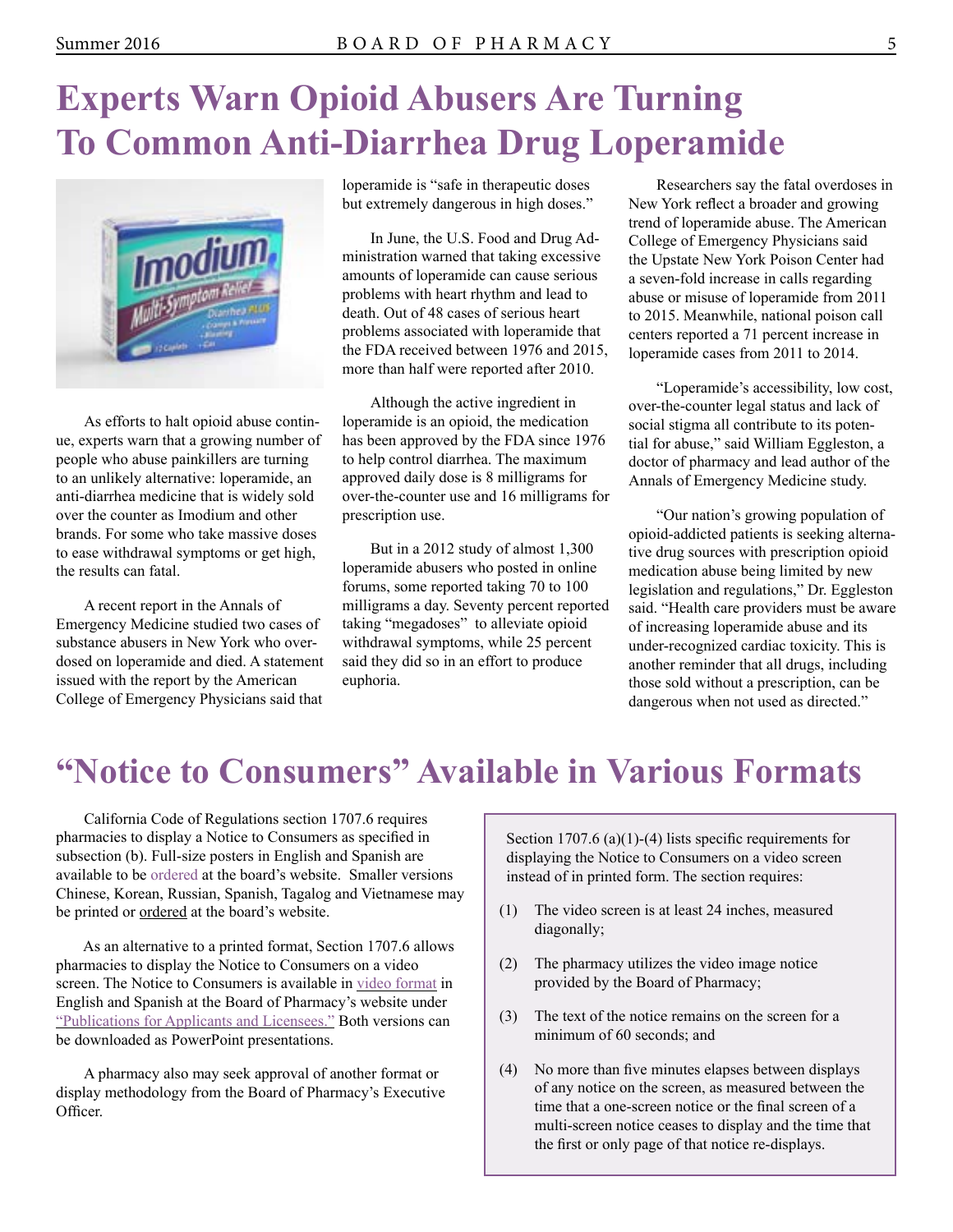# Experts Warn Opioid Abusers Are Turning To Common Anti-Diarrhea Drug Loperamide

As efforts to halt opioid abuse continue, experts warn that a growing number of people who abuse painkillers are turning to an unlikely alternative: loperamide, an anti-diarrhea medicine that is widely sold over the counter as Imodium and other brands. For some who take massive doses to ease withdrawal symptoms or get high, the results can fatal.

A recent report in the Annals of Emergency Medicine studied two cases of substance abusers in New York who overdosed on loperamide and died. A statement issued with the report by the American College of Emergency Physicians said that loperamide is "safe in therapeutic doses but extremely dangerous in high doses."

In June, the U.S. Food and Drug Administration warned that taking excessive amounts of loperamide can cause serious problems with heart rhythm and lead to death. Out of 48 cases of serious heart problems associated with loperamide that the FDA received between 1976 and 2015, more than half were reported after 2010.

Although the active ingredient in loperamide is an opioid, the medication has been approved by the FDA since 1976 to help control diarrhea. The maximum approved daily dose is 8 milligrams for over-the-counter use and 16 milligrams for prescription use.

But in a 2012 study of almost 1,300 loperamide abusers who posted in online forums, some reported taking 70 to 100 milligrams a day. Seventy percent reported taking "megadoses" to alleviate opioid withdrawal symptoms, while 25 percent said they did so in an effort to produce euphoria.

Researchers say the fatal overdoses in New York reflect a broader and growing trend of loperamide abuse. The American College of Emergency Physicians said the Upstate New York Poison Center had a seven-fold increase in calls regarding abuse or misuse of loperamide from 2011 to 2015. Meanwhile, national poison call centers reported a 71 percent increase in loperamide cases from 2011 to 2014.

"Loperamide's accessibility, low cost, over-the-counter legal status and lack of social stigma all contribute to its potential for abuse," said William Eggleston, a doctor of pharmacy and lead author of the Annals of Emergency Medicine study.

"Our nation's growing population of opioid-addicted patients is seeking alternative drug sources with prescription opioid medication abuse being limited by new legislation and regulations," Dr. Eggleston said. "Health care providers must be aware of increasing loperamide abuse and its under-recognized cardiac toxicity. This is another reminder that all drugs, including those sold without a prescription, can be dangerous when not used as directed."

# "Notice to Consumers" Available in Various Formats

California Code of Regulations section 1707.6 requires pharmacies to display a Notice to Consumers as specified in subsection (b). Full-size posters in English and Spanish are available to be ordered at the board's website. Smaller versions Chinese, Korean, Russian, Spanish, Tagalog and Vietnamese may be printed or ordered at the board's website.

As an alternative to a printed format, Section 1707.6 allows pharmacies to display the Notice to Consumers on a video screen. The Notice to Consumers is available in video format in English and Spanish at the Board of Pharmacy's website under "Publications for Applicants and Licensees." Both versions can be downloaded as PowerPoint presentations.

A pharmacy also may seek approval of another format or display methodology from the Board of Pharmacy's Executive Officer.

Section 1707.6 (a)(1)-(4) lists specific requirements for displaying the Notice to Consumers on a video screen instead of in printed form. The section requires:

(1) The video screen is at least 24 inches, measured diagonally;

(2) The pharmacy utilizes the video image notice provided by the Board of Pharmacy;

(3) The text of the notice remains on the screen for a minimum of 60 seconds; and

(4) No more than five minutes elapses between displays of any notice on the screen, as measured between the time that a one-screen notice or the final screen of a multi-screen notice ceases to display and the time that the first or only page of that notice re-displays.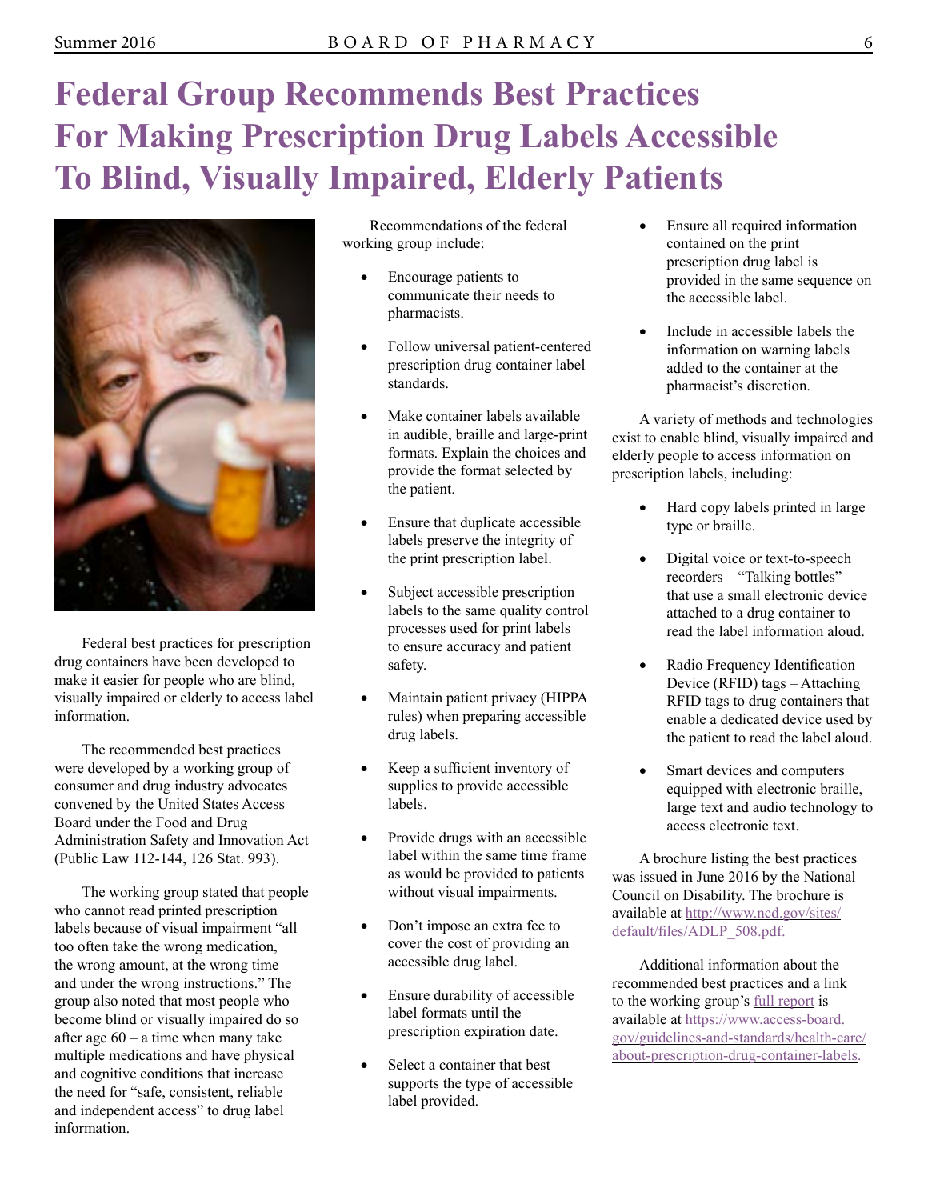# Federal Group Recommends Best Practices For Making Prescription Drug Labels Accessible To Blind, Visually Impaired, Elderly Patients

Federal best practices for prescription drug containers have been developed to make it easier for people who are blind, visually impaired or elderly to access label information.

The recommended best practices were developed by a working group of consumer and drug industry advocates convened by the United States Access Board under the Food and Drug Administration Safety and Innovation Act (Public Law 112-144, 126 Stat. 993).

The working group stated that people who cannot read printed prescription labels because of visual impairment "all too often take the wrong medication, the wrong amount, at the wrong time and under the wrong instructions." The group also noted that most people who become blind or visually impaired do so after age 60 – a time when many take multiple medications and have physical and cognitive conditions that increase the need for "safe, consistent, reliable and independent access" to drug label information.

Recommendations of the federal working group include:

- Encourage patients to communicate their needs to pharmacists.
- Follow universal patient-centered prescription drug container label standards.
- Make container labels available in audible, braille and large-print formats. Explain the choices and provide the format selected by the patient.
- Ensure that duplicate accessible labels preserve the integrity of the print prescription label.
- Subject accessible prescription labels to the same quality control processes used for print labels to ensure accuracy and patient safety.
- Maintain patient privacy (HIPPA rules) when preparing accessible drug labels.
- Keep a sufficient inventory of supplies to provide accessible labels.
- Provide drugs with an accessible label within the same time frame as would be provided to patients without visual impairments.
- Don't impose an extra fee to cover the cost of providing an accessible drug label.
- Ensure durability of accessible label formats until the prescription expiration date.
- Select a container that best supports the type of accessible label provided.
- Ensure all required information contained on the print prescription drug label is provided in the same sequence on the accessible label.
- Include in accessible labels the information on warning labels added to the container at the pharmacist's discretion.

A variety of methods and technologies exist to enable blind, visually impaired and elderly people to access information on prescription labels, including:

- Hard copy labels printed in large type or braille.
- Digital voice or text-to-speech recorders – "Talking bottles" that use a small electronic device attached to a drug container to read the label information aloud.
- Radio Frequency Identification Device (RFID) tags – Attaching RFID tags to drug containers that enable a dedicated device used by the patient to read the label aloud.
- Smart devices and computers equipped with electronic braille, large text and audio technology to access electronic text.

A brochure listing the best practices was issued in June 2016 by the National Council on Disability. The brochure is available at http://www.ncd.gov/sites/default/files/ADLP_508.pdf.

Additional information about the recommended best practices and a link to the working group's full report is available at https://www.access-board.gov/guidelines-and-standards/health-care/about-prescription-drug-container-labels.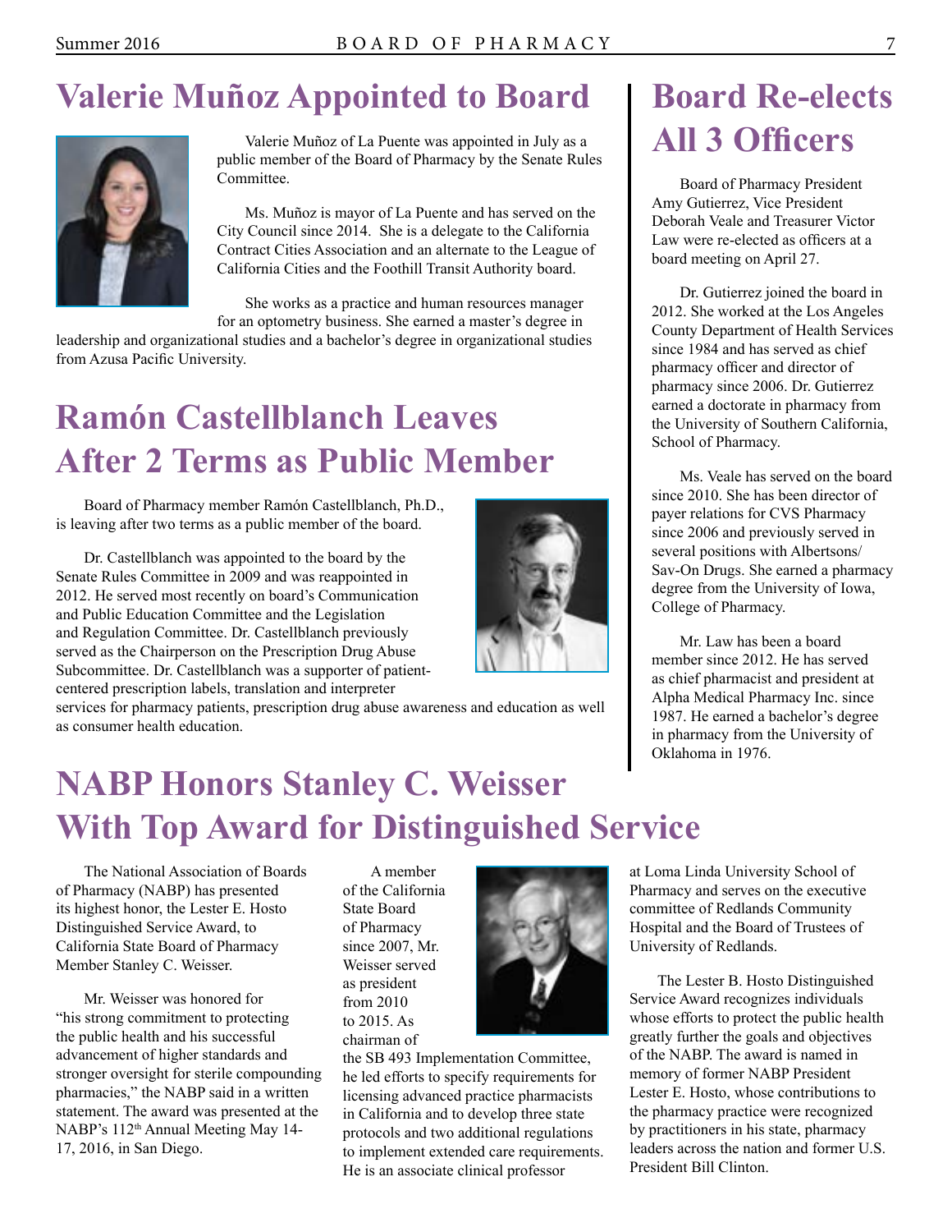# Valerie Muñoz Appointed to Board

Valerie Muñoz of La Puente was appointed in July as a public member of the Board of Pharmacy by the Senate Rules Committee.

Ms. Muñoz is mayor of La Puente and has served on the City Council since 2014. She is a delegate to the California Contract Cities Association and an alternate to the League of California Cities and the Foothill Transit Authority board.

She works as a practice and human resources manager for an optometry business. She earned a master's degree in leadership and organizational studies and a bachelor's degree in organizational studies from Azusa Pacific University.

# Ramón Castellblanch Leaves After 2 Terms as Public Member

Board of Pharmacy member Ramón Castellblanch, Ph.D., is leaving after two terms as a public member of the board.

Dr. Castellblanch was appointed to the board by the Senate Rules Committee in 2009 and was reappointed in 2012. He served most recently on board's Communication and Public Education Committee and the Legislation and Regulation Committee. Dr. Castellblanch previously served as the Chairperson on the Prescription Drug Abuse Subcommittee. Dr. Castellblanch was a supporter of patient-centered prescription labels, translation and interpreter services for pharmacy patients, prescription drug abuse awareness and education as well as consumer health education.

# Board Re-elects All 3 Officers

Board of Pharmacy President Amy Gutierrez, Vice President Deborah Veale and Treasurer Victor Law were re-elected as officers at a board meeting on April 27.

Dr. Gutierrez joined the board in 2012. She worked at the Los Angeles County Department of Health Services since 1984 and has served as chief pharmacy officer and director of pharmacy since 2006. Dr. Gutierrez earned a doctorate in pharmacy from the University of Southern California, School of Pharmacy.

Ms. Veale has served on the board since 2010. She has been director of payer relations for CVS Pharmacy since 2006 and previously served in several positions with Albertsons/Sav-On Drugs. She earned a pharmacy degree from the University of Iowa, College of Pharmacy.

Mr. Law has been a board member since 2012. He has served as chief pharmacist and president at Alpha Medical Pharmacy Inc. since 1987. He earned a bachelor's degree in pharmacy from the University of Oklahoma in 1976.

# NABP Honors Stanley C. Weisser With Top Award for Distinguished Service

The National Association of Boards of Pharmacy (NABP) has presented its highest honor, the Lester E. Hosto Distinguished Service Award, to California State Board of Pharmacy Member Stanley C. Weisser.

Mr. Weisser was honored for "his strong commitment to protecting the public health and his successful advancement of higher standards and stronger oversight for sterile compounding pharmacies," the NABP said in a written statement. The award was presented at the NABP's 112th Annual Meeting May 14-17, 2016, in San Diego.

A member of the California State Board of Pharmacy since 2007, Mr. Weisser served as president from 2010 to 2015. As chairman of the SB 493 Implementation Committee, he led efforts to specify requirements for licensing advanced practice pharmacists in California and to develop three state protocols and two additional regulations to implement extended care requirements. He is an associate clinical professor at Loma Linda University School of Pharmacy and serves on the executive committee of Redlands Community Hospital and the Board of Trustees of University of Redlands.

The Lester B. Hosto Distinguished Service Award recognizes individuals whose efforts to protect the public health greatly further the goals and objectives of the NABP. The award is named in memory of former NABP President Lester E. Hosto, whose contributions to the pharmacy practice were recognized by practitioners in his state, pharmacy leaders across the nation and former U.S. President Bill Clinton.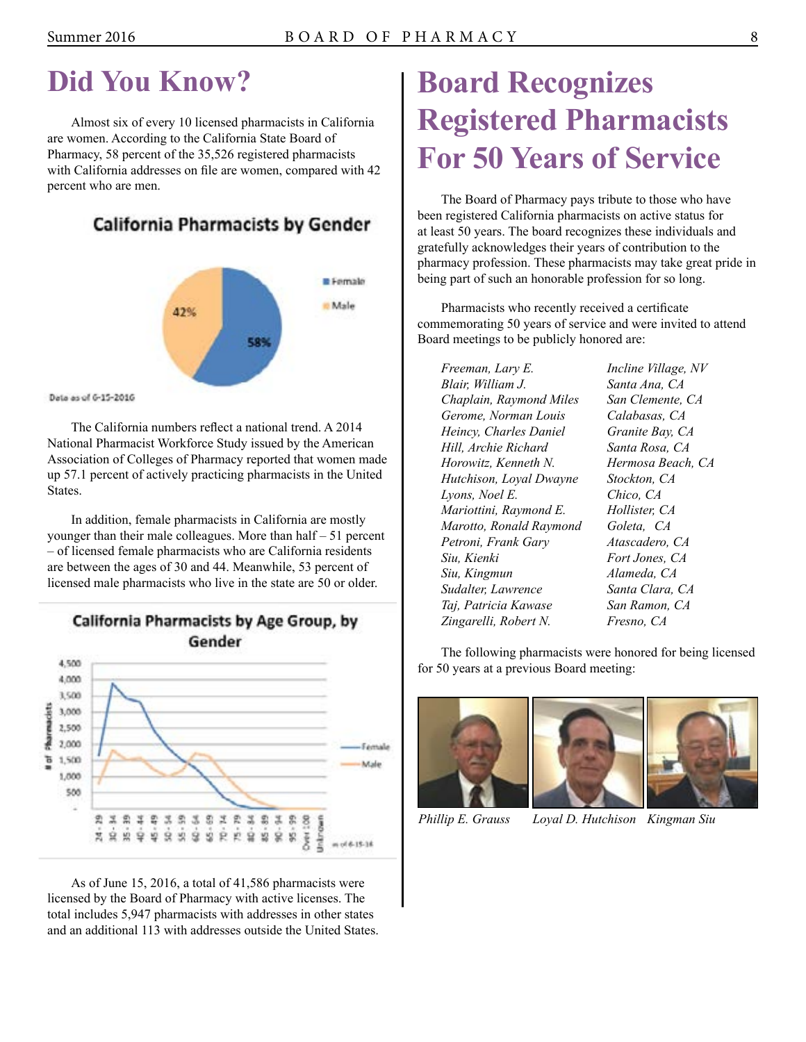# Did You Know?

Almost six of every 10 licensed pharmacists in California are women. According to the California State Board of Pharmacy, 58 percent of the 35,526 registered pharmacists with California addresses on file are women, compared with 42 percent who are men.

**California Pharmacists by Gender**

Female 58%, Male 42%

Data as of 6-15-2016

The California numbers reflect a national trend. A 2014 National Pharmacist Workforce Study issued by the American Association of Colleges of Pharmacy reported that women made up 57.1 percent of actively practicing pharmacists in the United States.

In addition, female pharmacists in California are mostly younger than their male colleagues. More than half – 51 percent – of licensed female pharmacists who are California residents are between the ages of 30 and 44. Meanwhile, 53 percent of licensed male pharmacists who live in the state are 50 or older.

**California Pharmacists by Age Group, by Gender**

as of 6-15-16

As of June 15, 2016, a total of 41,586 pharmacists were licensed by the Board of Pharmacy with active licenses. The total includes 5,947 pharmacists with addresses in other states and an additional 113 with addresses outside the United States.

# Board Recognizes Registered Pharmacists For 50 Years of Service

The Board of Pharmacy pays tribute to those who have been registered California pharmacists on active status for at least 50 years. The board recognizes these individuals and gratefully acknowledges their years of contribution to the pharmacy profession. These pharmacists may take great pride in being part of such an honorable profession for so long.

Pharmacists who recently received a certificate commemorating 50 years of service and were invited to attend Board meetings to be publicly honored are:

| | |
|---|---|
| *Freeman, Lary E.* | *Incline Village, NV* |
| *Blair, William J.* | *Santa Ana, CA* |
| *Chaplain, Raymond Miles* | *San Clemente, CA* |
| *Gerome, Norman Louis* | *Calabasas, CA* |
| *Heincy, Charles Daniel* | *Granite Bay, CA* |
| *Hill, Archie Richard* | *Santa Rosa, CA* |
| *Horowitz, Kenneth N.* | *Hermosa Beach, CA* |
| *Hutchison, Loyal Dwayne* | *Stockton, CA* |
| *Lyons, Noel E.* | *Chico, CA* |
| *Mariottini, Raymond E.* | *Hollister, CA* |
| *Marotto, Ronald Raymond* | *Goleta, CA* |
| *Petroni, Frank Gary* | *Atascadero, CA* |
| *Siu, Kienki* | *Fort Jones, CA* |
| *Siu, Kingmun* | *Alameda, CA* |
| *Sudalter, Lawrence* | *Santa Clara, CA* |
| *Taj, Patricia Kawase* | *San Ramon, CA* |
| *Zingarelli, Robert N.* | *Fresno, CA* |

The following pharmacists were honored for being licensed for 50 years at a previous Board meeting:

*Phillip E. Grauss* *Loyal D. Hutchison* *Kingman Siu*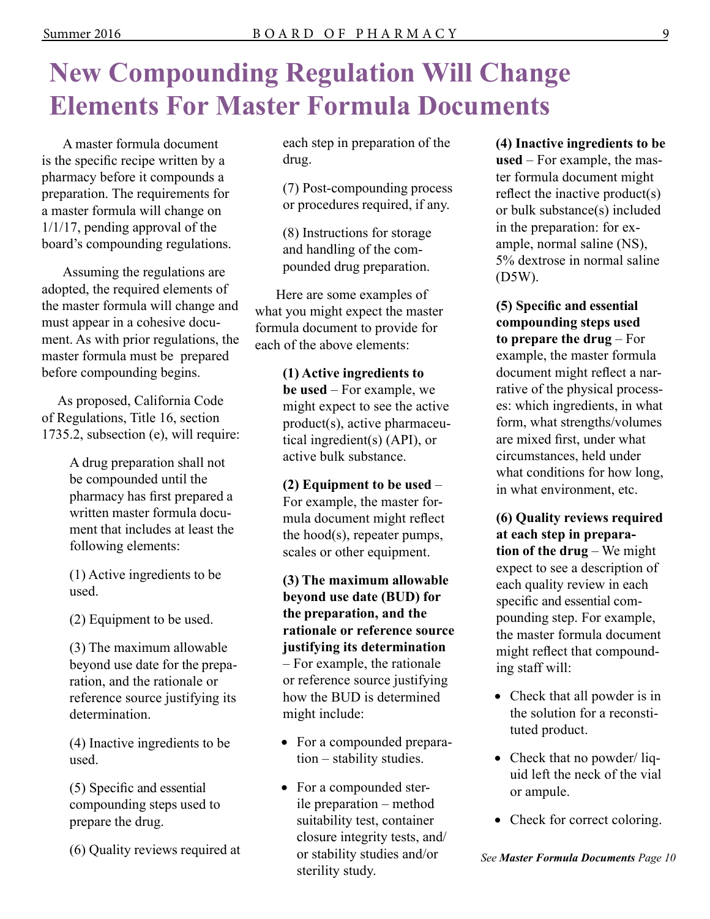# New Compounding Regulation Will Change Elements For Master Formula Documents

A master formula document is the specific recipe written by a pharmacy before it compounds a preparation. The requirements for a master formula will change on 1/1/17, pending approval of the board's compounding regulations.

Assuming the regulations are adopted, the required elements of the master formula will change and must appear in a cohesive document. As with prior regulations, the master formula must be prepared before compounding begins.

As proposed, California Code of Regulations, Title 16, section 1735.2, subsection (e), will require:

> A drug preparation shall not be compounded until the pharmacy has first prepared a written master formula document that includes at least the following elements:
>
> (1) Active ingredients to be used.
>
> (2) Equipment to be used.
>
> (3) The maximum allowable beyond use date for the preparation, and the rationale or reference source justifying its determination.
>
> (4) Inactive ingredients to be used.
>
> (5) Specific and essential compounding steps used to prepare the drug.
>
> (6) Quality reviews required at each step in preparation of the drug.
>
> (7) Post-compounding process or procedures required, if any.
>
> (8) Instructions for storage and handling of the compounded drug preparation.

Here are some examples of what you might expect the master formula document to provide for each of the above elements:

**(1) Active ingredients to be used** – For example, we might expect to see the active product(s), active pharmaceutical ingredient(s) (API), or active bulk substance.

**(2) Equipment to be used** – For example, the master formula document might reflect the hood(s), repeater pumps, scales or other equipment.

**(3) The maximum allowable beyond use date (BUD) for the preparation, and the rationale or reference source justifying its determination** – For example, the rationale or reference source justifying how the BUD is determined might include:

- For a compounded preparation – stability studies.
- For a compounded sterile preparation – method suitability test, container closure integrity tests, and/or stability studies and/or sterility study.

**(4) Inactive ingredients to be used** – For example, the master formula document might reflect the inactive product(s) or bulk substance(s) included in the preparation: for example, normal saline (NS), 5% dextrose in normal saline (D5W).

**(5) Specific and essential compounding steps used to prepare the drug** – For example, the master formula document might reflect a narrative of the physical processes: which ingredients, in what form, what strengths/volumes are mixed first, under what circumstances, held under what conditions for how long, in what environment, etc.

**(6) Quality reviews required at each step in preparation of the drug** – We might expect to see a description of each quality review in each specific and essential compounding step. For example, the master formula document might reflect that compounding staff will:

- Check that all powder is in the solution for a reconstituted product.
- Check that no powder/ liquid left the neck of the vial or ampule.
- Check for correct coloring.

*See **Master Formula Documents** Page 10*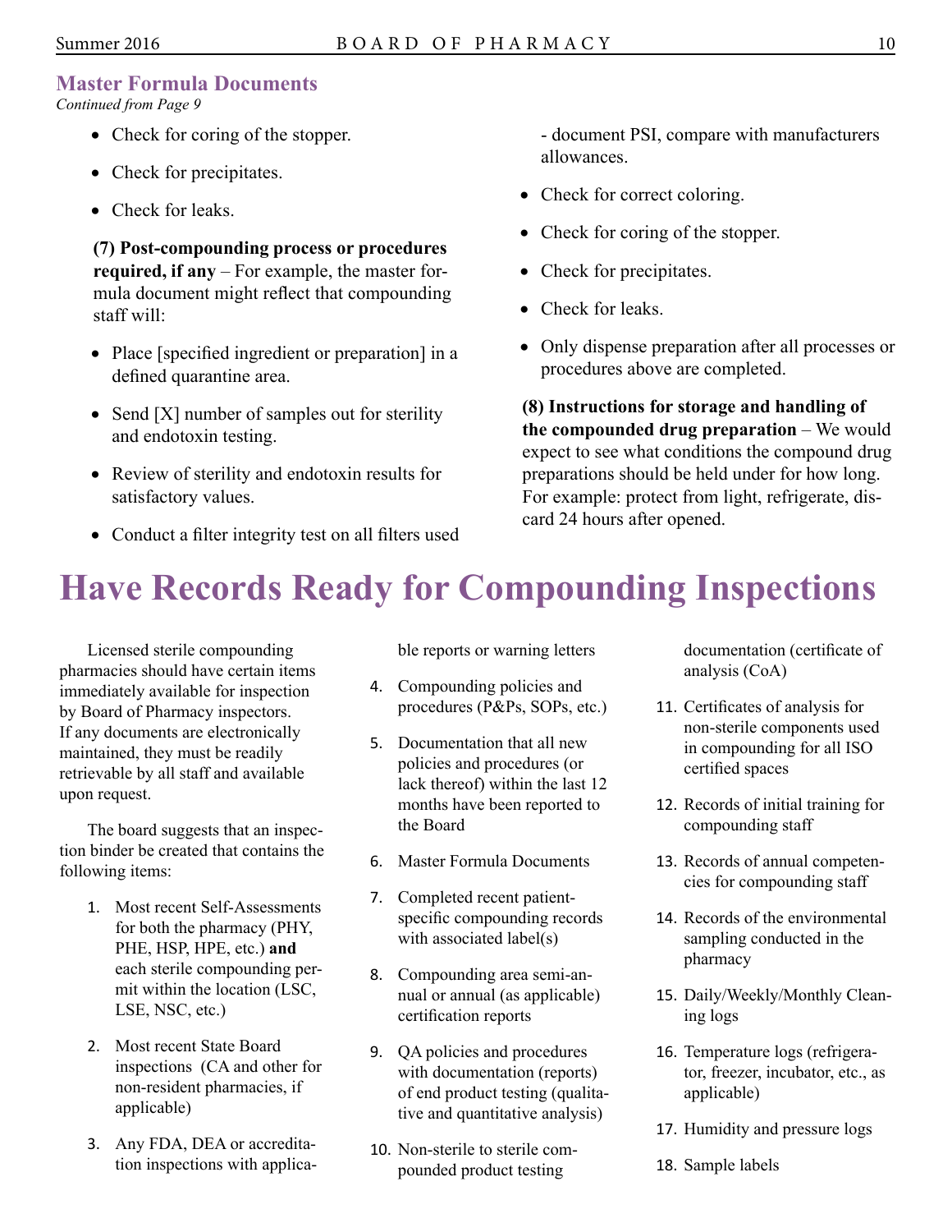## Master Formula Documents

*Continued from Page 9*

- Check for coring of the stopper.
- Check for precipitates.
- Check for leaks.

**(7) Post-compounding process or procedures required, if any** – For example, the master formula document might reflect that compounding staff will:

- Place [specified ingredient or preparation] in a defined quarantine area.
- Send [X] number of samples out for sterility and endotoxin testing.
- Review of sterility and endotoxin results for satisfactory values.
- Conduct a filter integrity test on all filters used - document PSI, compare with manufacturers allowances.
- Check for correct coloring.
- Check for coring of the stopper.
- Check for precipitates.
- Check for leaks.
- Only dispense preparation after all processes or procedures above are completed.

**(8) Instructions for storage and handling of the compounded drug preparation** – We would expect to see what conditions the compound drug preparations should be held under for how long. For example: protect from light, refrigerate, discard 24 hours after opened.

# Have Records Ready for Compounding Inspections

Licensed sterile compounding pharmacies should have certain items immediately available for inspection by Board of Pharmacy inspectors. If any documents are electronically maintained, they must be readily retrievable by all staff and available upon request.

The board suggests that an inspection binder be created that contains the following items:

1. Most recent Self-Assessments for both the pharmacy (PHY, PHE, HSP, HPE, etc.) **and** each sterile compounding permit within the location (LSC, LSE, NSC, etc.)
2. Most recent State Board inspections (CA and other for non-resident pharmacies, if applicable)
3. Any FDA, DEA or accreditation inspections with applicable reports or warning letters
4. Compounding policies and procedures (P&Ps, SOPs, etc.)
5. Documentation that all new policies and procedures (or lack thereof) within the last 12 months have been reported to the Board
6. Master Formula Documents
7. Completed recent patient-specific compounding records with associated label(s)
8. Compounding area semi-annual or annual (as applicable) certification reports
9. QA policies and procedures with documentation (reports) of end product testing (qualitative and quantitative analysis)
10. Non-sterile to sterile compounded product testing documentation (certificate of analysis (CoA)
11. Certificates of analysis for non-sterile components used in compounding for all ISO certified spaces
12. Records of initial training for compounding staff
13. Records of annual competencies for compounding staff
14. Records of the environmental sampling conducted in the pharmacy
15. Daily/Weekly/Monthly Cleaning logs
16. Temperature logs (refrigerator, freezer, incubator, etc., as applicable)
17. Humidity and pressure logs
18. Sample labels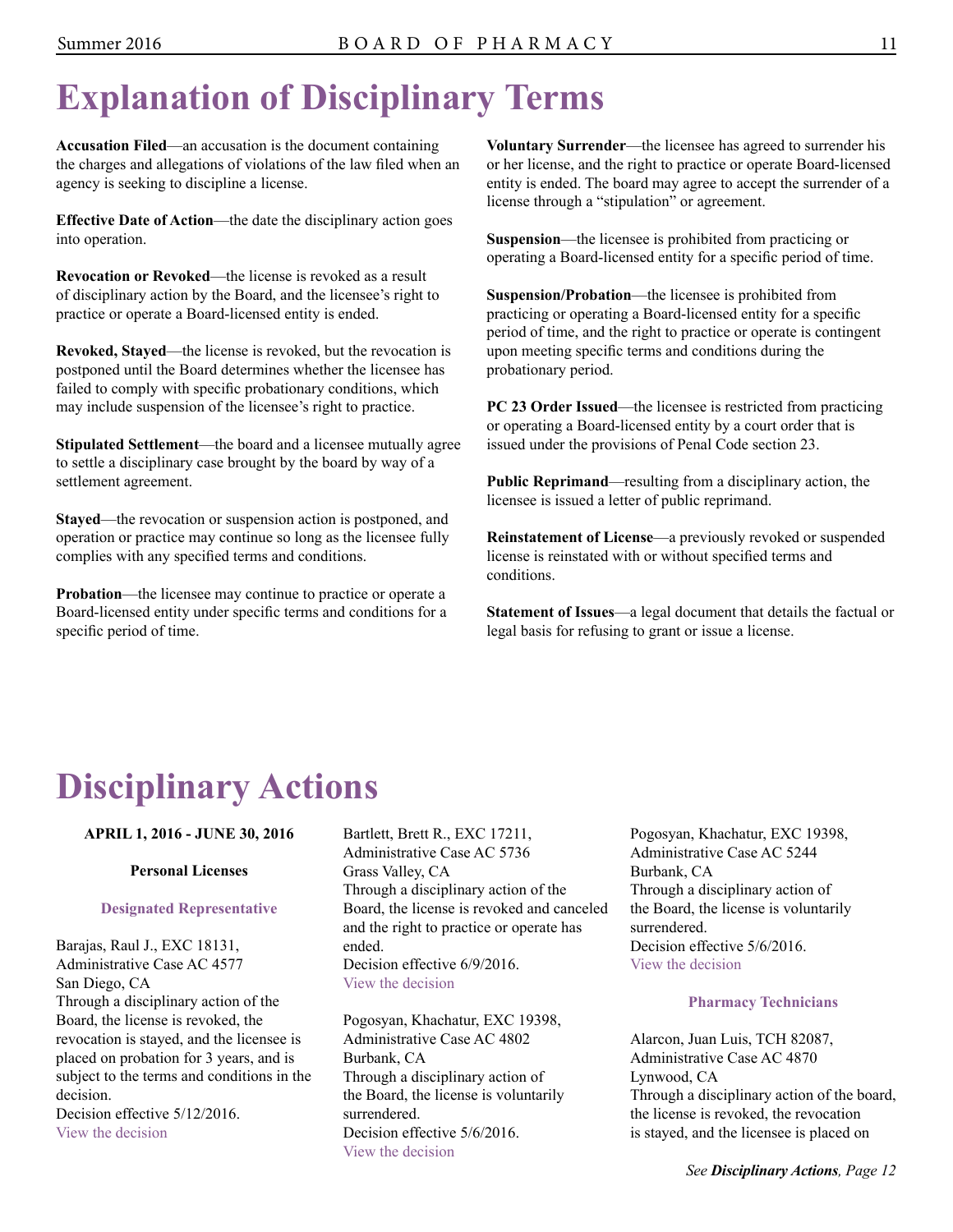# Explanation of Disciplinary Terms

**Accusation Filed**—an accusation is the document containing the charges and allegations of violations of the law filed when an agency is seeking to discipline a license.

**Effective Date of Action**—the date the disciplinary action goes into operation.

**Revocation or Revoked**—the license is revoked as a result of disciplinary action by the Board, and the licensee's right to practice or operate a Board-licensed entity is ended.

**Revoked, Stayed**—the license is revoked, but the revocation is postponed until the Board determines whether the licensee has failed to comply with specific probationary conditions, which may include suspension of the licensee's right to practice.

**Stipulated Settlement**—the board and a licensee mutually agree to settle a disciplinary case brought by the board by way of a settlement agreement.

**Stayed**—the revocation or suspension action is postponed, and operation or practice may continue so long as the licensee fully complies with any specified terms and conditions.

**Probation**—the licensee may continue to practice or operate a Board-licensed entity under specific terms and conditions for a specific period of time.

**Voluntary Surrender**—the licensee has agreed to surrender his or her license, and the right to practice or operate Board-licensed entity is ended. The board may agree to accept the surrender of a license through a "stipulation" or agreement.

**Suspension**—the licensee is prohibited from practicing or operating a Board-licensed entity for a specific period of time.

**Suspension/Probation**—the licensee is prohibited from practicing or operating a Board-licensed entity for a specific period of time, and the right to practice or operate is contingent upon meeting specific terms and conditions during the probationary period.

**PC 23 Order Issued**—the licensee is restricted from practicing or operating a Board-licensed entity by a court order that is issued under the provisions of Penal Code section 23.

**Public Reprimand**—resulting from a disciplinary action, the licensee is issued a letter of public reprimand.

**Reinstatement of License**—a previously revoked or suspended license is reinstated with or without specified terms and conditions.

**Statement of Issues**—a legal document that details the factual or legal basis for refusing to grant or issue a license.

# Disciplinary Actions

**APRIL 1, 2016 - JUNE 30, 2016**

**Personal Licenses**

### Designated Representative

Barajas, Raul J., EXC 18131,
Administrative Case AC 4577
San Diego, CA
Through a disciplinary action of the Board, the license is revoked, the revocation is stayed, and the licensee is placed on probation for 3 years, and is subject to the terms and conditions in the decision.
Decision effective 5/12/2016.
View the decision

Bartlett, Brett R., EXC 17211,
Administrative Case AC 5736
Grass Valley, CA
Through a disciplinary action of the Board, the license is revoked and canceled and the right to practice or operate has ended.
Decision effective 6/9/2016.
View the decision

Pogosyan, Khachatur, EXC 19398,
Administrative Case AC 4802
Burbank, CA
Through a disciplinary action of the Board, the license is voluntarily surrendered.
Decision effective 5/6/2016.
View the decision

Pogosyan, Khachatur, EXC 19398,
Administrative Case AC 5244
Burbank, CA
Through a disciplinary action of the Board, the license is voluntarily surrendered.
Decision effective 5/6/2016.
View the decision

### Pharmacy Technicians

Alarcon, Juan Luis, TCH 82087,
Administrative Case AC 4870
Lynwood, CA
Through a disciplinary action of the board, the license is revoked, the revocation is stayed, and the licensee is placed on

*See **Disciplinary Actions**, Page 12*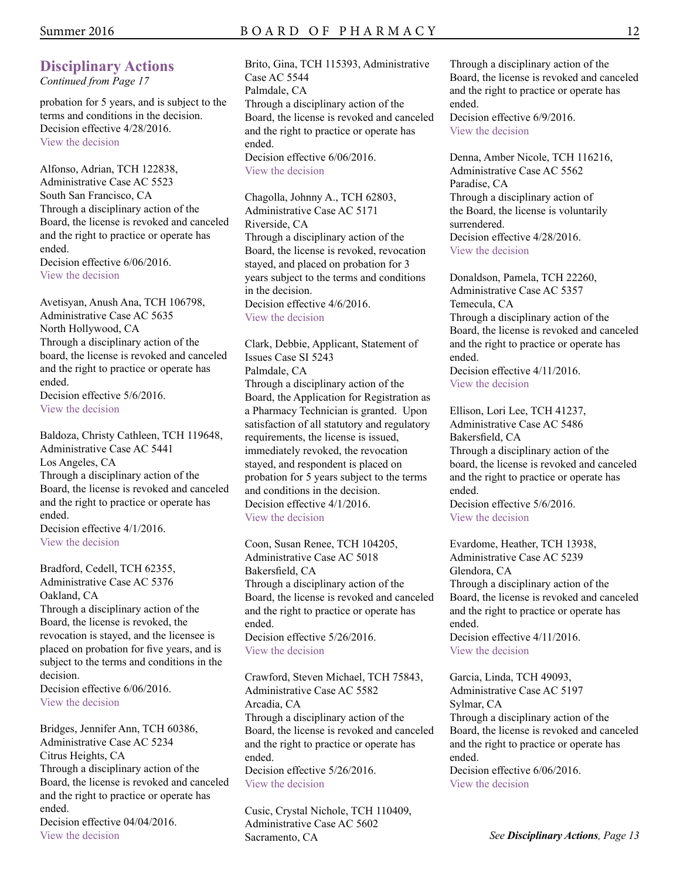## Disciplinary Actions

*Continued from Page 17*

probation for 5 years, and is subject to the terms and conditions in the decision.
Decision effective 4/28/2016.
View the decision

Alfonso, Adrian, TCH 122838, Administrative Case AC 5523
South San Francisco, CA
Through a disciplinary action of the Board, the license is revoked and canceled and the right to practice or operate has ended.
Decision effective 6/06/2016.
View the decision

Avetisyan, Anush Ana, TCH 106798, Administrative Case AC 5635
North Hollywood, CA
Through a disciplinary action of the board, the license is revoked and canceled and the right to practice or operate has ended.
Decision effective 5/6/2016.
View the decision

Baldoza, Christy Cathleen, TCH 119648, Administrative Case AC 5441
Los Angeles, CA
Through a disciplinary action of the Board, the license is revoked and canceled and the right to practice or operate has ended.
Decision effective 4/1/2016.
View the decision

Bradford, Cedell, TCH 62355, Administrative Case AC 5376
Oakland, CA
Through a disciplinary action of the Board, the license is revoked, the revocation is stayed, and the licensee is placed on probation for five years, and is subject to the terms and conditions in the decision.
Decision effective 6/06/2016.
View the decision

Bridges, Jennifer Ann, TCH 60386, Administrative Case AC 5234
Citrus Heights, CA
Through a disciplinary action of the Board, the license is revoked and canceled and the right to practice or operate has ended.
Decision effective 04/04/2016.
View the decision

Brito, Gina, TCH 115393, Administrative Case AC 5544
Palmdale, CA
Through a disciplinary action of the Board, the license is revoked and canceled and the right to practice or operate has ended.
Decision effective 6/06/2016.
View the decision

Chagolla, Johnny A., TCH 62803, Administrative Case AC 5171
Riverside, CA
Through a disciplinary action of the Board, the license is revoked, revocation stayed, and placed on probation for 3 years subject to the terms and conditions in the decision.
Decision effective 4/6/2016.
View the decision

Clark, Debbie, Applicant, Statement of Issues Case SI 5243
Palmdale, CA
Through a disciplinary action of the Board, the Application for Registration as a Pharmacy Technician is granted. Upon satisfaction of all statutory and regulatory requirements, the license is issued, immediately revoked, the revocation stayed, and respondent is placed on probation for 5 years subject to the terms and conditions in the decision.
Decision effective 4/1/2016.
View the decision

Coon, Susan Renee, TCH 104205, Administrative Case AC 5018
Bakersfield, CA
Through a disciplinary action of the Board, the license is revoked and canceled and the right to practice or operate has ended.
Decision effective 5/26/2016.
View the decision

Crawford, Steven Michael, TCH 75843, Administrative Case AC 5582
Arcadia, CA
Through a disciplinary action of the Board, the license is revoked and canceled and the right to practice or operate has ended.
Decision effective 5/26/2016.
View the decision

Cusic, Crystal Nichole, TCH 110409, Administrative Case AC 5602
Sacramento, CA
Through a disciplinary action of the Board, the license is revoked and canceled and the right to practice or operate has ended.
Decision effective 6/9/2016.
View the decision

Denna, Amber Nicole, TCH 116216, Administrative Case AC 5562
Paradise, CA
Through a disciplinary action of the Board, the license is voluntarily surrendered.
Decision effective 4/28/2016.
View the decision

Donaldson, Pamela, TCH 22260, Administrative Case AC 5357
Temecula, CA
Through a disciplinary action of the Board, the license is revoked and canceled and the right to practice or operate has ended.
Decision effective 4/11/2016.
View the decision

Ellison, Lori Lee, TCH 41237, Administrative Case AC 5486
Bakersfield, CA
Through a disciplinary action of the board, the license is revoked and canceled and the right to practice or operate has ended.
Decision effective 5/6/2016.
View the decision

Evardome, Heather, TCH 13938, Administrative Case AC 5239
Glendora, CA
Through a disciplinary action of the Board, the license is revoked and canceled and the right to practice or operate has ended.
Decision effective 4/11/2016.
View the decision

Garcia, Linda, TCH 49093, Administrative Case AC 5197
Sylmar, CA
Through a disciplinary action of the Board, the license is revoked and canceled and the right to practice or operate has ended.
Decision effective 6/06/2016.
View the decision

*See **Disciplinary Actions**, Page 13*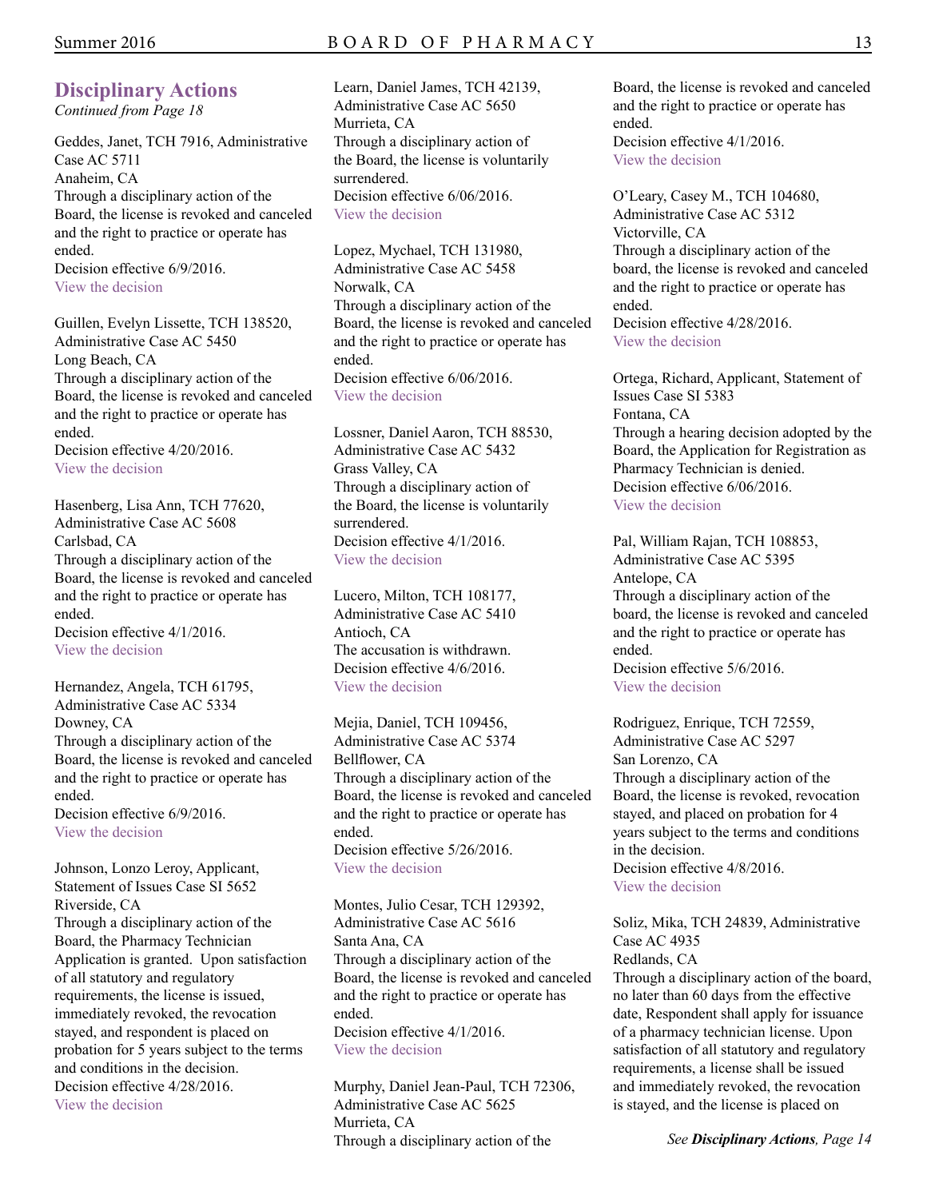## Disciplinary Actions

*Continued from Page 18*

Geddes, Janet, TCH 7916, Administrative Case AC 5711
Anaheim, CA
Through a disciplinary action of the Board, the license is revoked and canceled and the right to practice or operate has ended.
Decision effective 6/9/2016.
View the decision

Guillen, Evelyn Lissette, TCH 138520, Administrative Case AC 5450
Long Beach, CA
Through a disciplinary action of the Board, the license is revoked and canceled and the right to practice or operate has ended.
Decision effective 4/20/2016.
View the decision

Hasenberg, Lisa Ann, TCH 77620, Administrative Case AC 5608
Carlsbad, CA
Through a disciplinary action of the Board, the license is revoked and canceled and the right to practice or operate has ended.
Decision effective 4/1/2016.
View the decision

Hernandez, Angela, TCH 61795, Administrative Case AC 5334
Downey, CA
Through a disciplinary action of the Board, the license is revoked and canceled and the right to practice or operate has ended.
Decision effective 6/9/2016.
View the decision

Johnson, Lonzo Leroy, Applicant, Statement of Issues Case SI 5652
Riverside, CA
Through a disciplinary action of the Board, the Pharmacy Technician Application is granted. Upon satisfaction of all statutory and regulatory requirements, the license is issued, immediately revoked, the revocation stayed, and respondent is placed on probation for 5 years subject to the terms and conditions in the decision.
Decision effective 4/28/2016.
View the decision

Learn, Daniel James, TCH 42139, Administrative Case AC 5650
Murrieta, CA
Through a disciplinary action of the Board, the license is voluntarily surrendered.
Decision effective 6/06/2016.
View the decision

Lopez, Mychael, TCH 131980, Administrative Case AC 5458
Norwalk, CA
Through a disciplinary action of the Board, the license is revoked and canceled and the right to practice or operate has ended.
Decision effective 6/06/2016.
View the decision

Lossner, Daniel Aaron, TCH 88530, Administrative Case AC 5432
Grass Valley, CA
Through a disciplinary action of the Board, the license is voluntarily surrendered.
Decision effective 4/1/2016.
View the decision

Lucero, Milton, TCH 108177, Administrative Case AC 5410
Antioch, CA
The accusation is withdrawn.
Decision effective 4/6/2016.
View the decision

Mejia, Daniel, TCH 109456, Administrative Case AC 5374
Bellflower, CA
Through a disciplinary action of the Board, the license is revoked and canceled and the right to practice or operate has ended.
Decision effective 5/26/2016.
View the decision

Montes, Julio Cesar, TCH 129392, Administrative Case AC 5616
Santa Ana, CA
Through a disciplinary action of the Board, the license is revoked and canceled and the right to practice or operate has ended.
Decision effective 4/1/2016.
View the decision

Murphy, Daniel Jean-Paul, TCH 72306, Administrative Case AC 5625
Murrieta, CA
Through a disciplinary action of the Board, the license is revoked and canceled and the right to practice or operate has ended.
Decision effective 4/1/2016.
View the decision

O'Leary, Casey M., TCH 104680, Administrative Case AC 5312
Victorville, CA
Through a disciplinary action of the board, the license is revoked and canceled and the right to practice or operate has ended.
Decision effective 4/28/2016.
View the decision

Ortega, Richard, Applicant, Statement of Issues Case SI 5383
Fontana, CA
Through a hearing decision adopted by the Board, the Application for Registration as Pharmacy Technician is denied.
Decision effective 6/06/2016.
View the decision

Pal, William Rajan, TCH 108853, Administrative Case AC 5395
Antelope, CA
Through a disciplinary action of the board, the license is revoked and canceled and the right to practice or operate has ended.
Decision effective 5/6/2016.
View the decision

Rodriguez, Enrique, TCH 72559, Administrative Case AC 5297
San Lorenzo, CA
Through a disciplinary action of the Board, the license is revoked, revocation stayed, and placed on probation for 4 years subject to the terms and conditions in the decision.
Decision effective 4/8/2016.
View the decision

Soliz, Mika, TCH 24839, Administrative Case AC 4935
Redlands, CA
Through a disciplinary action of the board, no later than 60 days from the effective date, Respondent shall apply for issuance of a pharmacy technician license. Upon satisfaction of all statutory and regulatory requirements, a license shall be issued and immediately revoked, the revocation is stayed, and the license is placed on

*See **Disciplinary Actions**, Page 14*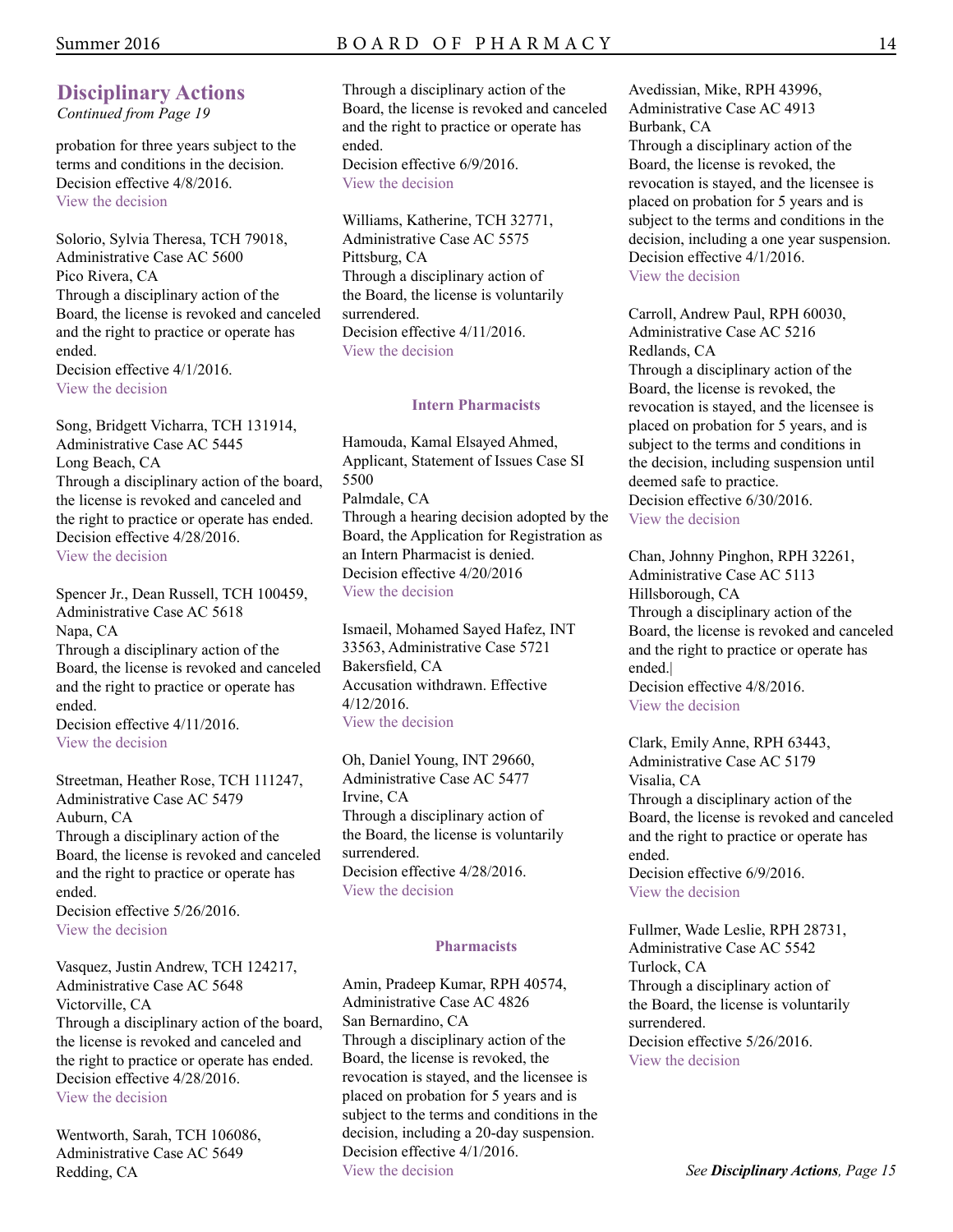## Disciplinary Actions

*Continued from Page 19*

probation for three years subject to the terms and conditions in the decision.
Decision effective 4/8/2016.
View the decision

Solorio, Sylvia Theresa, TCH 79018,
Administrative Case AC 5600
Pico Rivera, CA
Through a disciplinary action of the Board, the license is revoked and canceled and the right to practice or operate has ended.
Decision effective 4/1/2016.
View the decision

Song, Bridgett Vicharra, TCH 131914,
Administrative Case AC 5445
Long Beach, CA
Through a disciplinary action of the board, the license is revoked and canceled and the right to practice or operate has ended.
Decision effective 4/28/2016.
View the decision

Spencer Jr., Dean Russell, TCH 100459,
Administrative Case AC 5618
Napa, CA
Through a disciplinary action of the Board, the license is revoked and canceled and the right to practice or operate has ended.
Decision effective 4/11/2016.
View the decision

Streetman, Heather Rose, TCH 111247,
Administrative Case AC 5479
Auburn, CA
Through a disciplinary action of the Board, the license is revoked and canceled and the right to practice or operate has ended.
Decision effective 5/26/2016.
View the decision

Vasquez, Justin Andrew, TCH 124217,
Administrative Case AC 5648
Victorville, CA
Through a disciplinary action of the board, the license is revoked and canceled and the right to practice or operate has ended.
Decision effective 4/28/2016.
View the decision

Wentworth, Sarah, TCH 106086,
Administrative Case AC 5649
Redding, CA
Through a disciplinary action of the Board, the license is revoked and canceled and the right to practice or operate has ended.
Decision effective 6/9/2016.
View the decision

Williams, Katherine, TCH 32771,
Administrative Case AC 5575
Pittsburg, CA
Through a disciplinary action of the Board, the license is voluntarily surrendered.
Decision effective 4/11/2016.
View the decision

### Intern Pharmacists

Hamouda, Kamal Elsayed Ahmed,
Applicant, Statement of Issues Case SI 5500
Palmdale, CA
Through a hearing decision adopted by the Board, the Application for Registration as an Intern Pharmacist is denied.
Decision effective 4/20/2016
View the decision

Ismaeil, Mohamed Sayed Hafez, INT 33563, Administrative Case 5721
Bakersfield, CA
Accusation withdrawn. Effective 4/12/2016.
View the decision

Oh, Daniel Young, INT 29660,
Administrative Case AC 5477
Irvine, CA
Through a disciplinary action of the Board, the license is voluntarily surrendered.
Decision effective 4/28/2016.
View the decision

### Pharmacists

Amin, Pradeep Kumar, RPH 40574,
Administrative Case AC 4826
San Bernardino, CA
Through a disciplinary action of the Board, the license is revoked, the revocation is stayed, and the licensee is placed on probation for 5 years and is subject to the terms and conditions in the decision, including a 20-day suspension.
Decision effective 4/1/2016.
View the decision

Avedissian, Mike, RPH 43996,
Administrative Case AC 4913
Burbank, CA
Through a disciplinary action of the Board, the license is revoked, the revocation is stayed, and the licensee is placed on probation for 5 years and is subject to the terms and conditions in the decision, including a one year suspension.
Decision effective 4/1/2016.
View the decision

Carroll, Andrew Paul, RPH 60030,
Administrative Case AC 5216
Redlands, CA
Through a disciplinary action of the Board, the license is revoked, the revocation is stayed, and the licensee is placed on probation for 5 years, and is subject to the terms and conditions in the decision, including suspension until deemed safe to practice.
Decision effective 6/30/2016.
View the decision

Chan, Johnny Pinghon, RPH 32261,
Administrative Case AC 5113
Hillsborough, CA
Through a disciplinary action of the Board, the license is revoked and canceled and the right to practice or operate has ended.|
Decision effective 4/8/2016.
View the decision

Clark, Emily Anne, RPH 63443,
Administrative Case AC 5179
Visalia, CA
Through a disciplinary action of the Board, the license is revoked and canceled and the right to practice or operate has ended.
Decision effective 6/9/2016.
View the decision

Fullmer, Wade Leslie, RPH 28731,
Administrative Case AC 5542
Turlock, CA
Through a disciplinary action of the Board, the license is voluntarily surrendered.
Decision effective 5/26/2016.
View the decision

*See **Disciplinary Actions**, Page 15*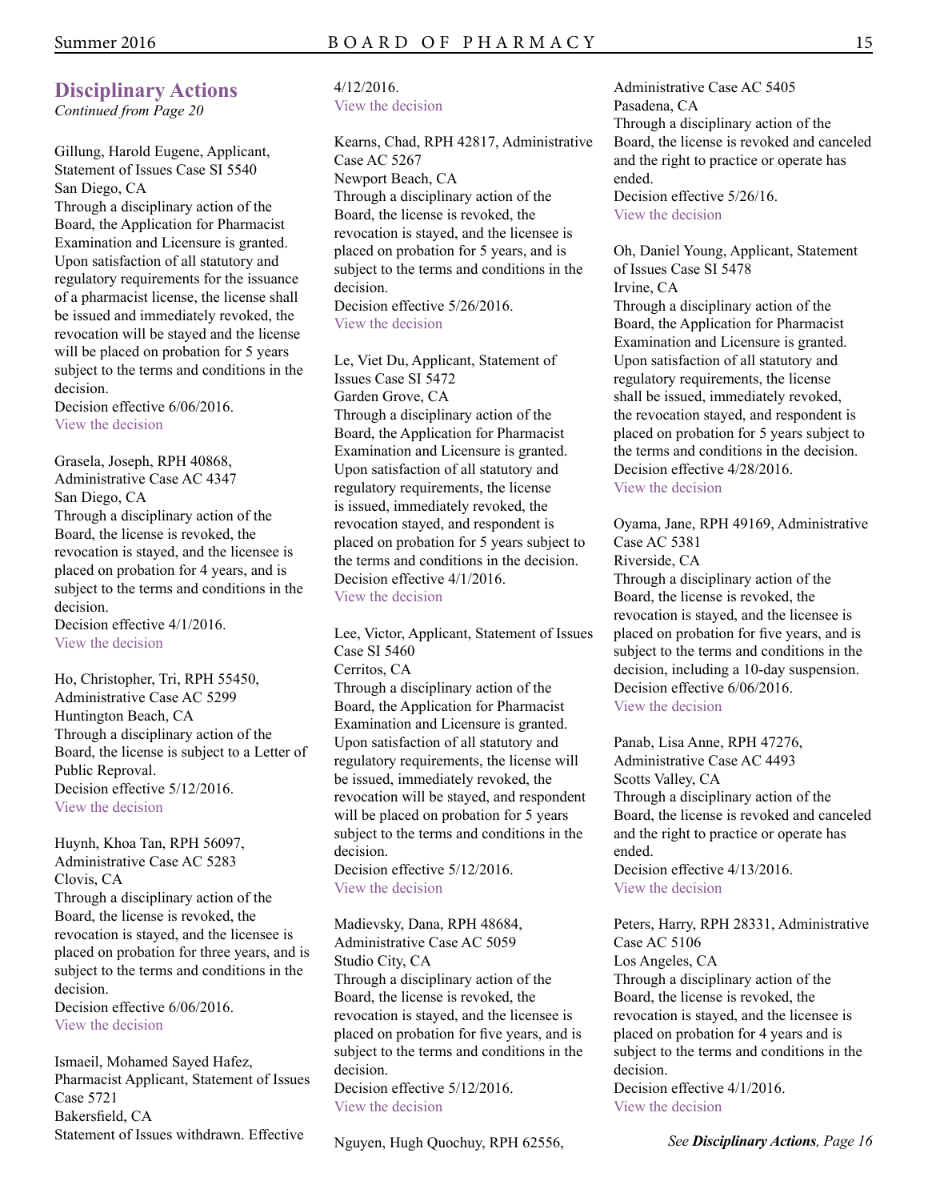## Disciplinary Actions

*Continued from Page 20*

Gillung, Harold Eugene, Applicant, Statement of Issues Case SI 5540
San Diego, CA
Through a disciplinary action of the Board, the Application for Pharmacist Examination and Licensure is granted. Upon satisfaction of all statutory and regulatory requirements for the issuance of a pharmacist license, the license shall be issued and immediately revoked, the revocation will be stayed and the license will be placed on probation for 5 years subject to the terms and conditions in the decision.
Decision effective 6/06/2016.
View the decision

Grasela, Joseph, RPH 40868, Administrative Case AC 4347
San Diego, CA
Through a disciplinary action of the Board, the license is revoked, the revocation is stayed, and the licensee is placed on probation for 4 years, and is subject to the terms and conditions in the decision.
Decision effective 4/1/2016.
View the decision

Ho, Christopher, Tri, RPH 55450, Administrative Case AC 5299
Huntington Beach, CA
Through a disciplinary action of the Board, the license is subject to a Letter of Public Reproval.
Decision effective 5/12/2016.
View the decision

Huynh, Khoa Tan, RPH 56097, Administrative Case AC 5283
Clovis, CA
Through a disciplinary action of the Board, the license is revoked, the revocation is stayed, and the licensee is placed on probation for three years, and is subject to the terms and conditions in the decision.
Decision effective 6/06/2016.
View the decision

Ismaeil, Mohamed Sayed Hafez, Pharmacist Applicant, Statement of Issues Case 5721
Bakersfield, CA
Statement of Issues withdrawn. Effective 4/12/2016.
View the decision

Kearns, Chad, RPH 42817, Administrative Case AC 5267
Newport Beach, CA
Through a disciplinary action of the Board, the license is revoked, the revocation is stayed, and the licensee is placed on probation for 5 years, and is subject to the terms and conditions in the decision.
Decision effective 5/26/2016.
View the decision

Le, Viet Du, Applicant, Statement of Issues Case SI 5472
Garden Grove, CA
Through a disciplinary action of the Board, the Application for Pharmacist Examination and Licensure is granted. Upon satisfaction of all statutory and regulatory requirements, the license is issued, immediately revoked, the revocation stayed, and respondent is placed on probation for 5 years subject to the terms and conditions in the decision.
Decision effective 4/1/2016.
View the decision

Lee, Victor, Applicant, Statement of Issues Case SI 5460
Cerritos, CA
Through a disciplinary action of the Board, the Application for Pharmacist Examination and Licensure is granted. Upon satisfaction of all statutory and regulatory requirements, the license will be issued, immediately revoked, the revocation will be stayed, and respondent will be placed on probation for 5 years subject to the terms and conditions in the decision.
Decision effective 5/12/2016.
View the decision

Madievsky, Dana, RPH 48684, Administrative Case AC 5059
Studio City, CA
Through a disciplinary action of the Board, the license is revoked, the revocation is stayed, and the licensee is placed on probation for five years, and is subject to the terms and conditions in the decision.
Decision effective 5/12/2016.
View the decision

Nguyen, Hugh Quochuy, RPH 62556, Administrative Case AC 5405
Pasadena, CA
Through a disciplinary action of the Board, the license is revoked and canceled and the right to practice or operate has ended.
Decision effective 5/26/16.
View the decision

Oh, Daniel Young, Applicant, Statement of Issues Case SI 5478
Irvine, CA
Through a disciplinary action of the Board, the Application for Pharmacist Examination and Licensure is granted. Upon satisfaction of all statutory and regulatory requirements, the license shall be issued, immediately revoked, the revocation stayed, and respondent is placed on probation for 5 years subject to the terms and conditions in the decision.
Decision effective 4/28/2016.
View the decision

Oyama, Jane, RPH 49169, Administrative Case AC 5381
Riverside, CA
Through a disciplinary action of the Board, the license is revoked, the revocation is stayed, and the licensee is placed on probation for five years, and is subject to the terms and conditions in the decision, including a 10-day suspension.
Decision effective 6/06/2016.
View the decision

Panab, Lisa Anne, RPH 47276, Administrative Case AC 4493
Scotts Valley, CA
Through a disciplinary action of the Board, the license is revoked and canceled and the right to practice or operate has ended.
Decision effective 4/13/2016.
View the decision

Peters, Harry, RPH 28331, Administrative Case AC 5106
Los Angeles, CA
Through a disciplinary action of the Board, the license is revoked, the revocation is stayed, and the licensee is placed on probation for 4 years and is subject to the terms and conditions in the decision.
Decision effective 4/1/2016.
View the decision

*See **Disciplinary Actions**, Page 16*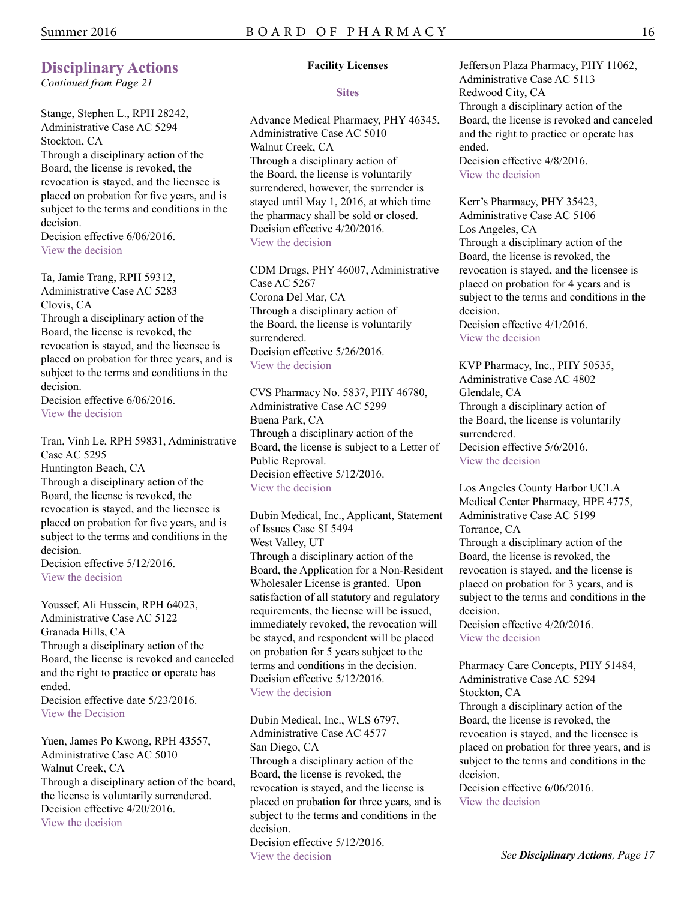## Disciplinary Actions

*Continued from Page 21*

Stange, Stephen L., RPH 28242, Administrative Case AC 5294
Stockton, CA
Through a disciplinary action of the Board, the license is revoked, the revocation is stayed, and the licensee is placed on probation for five years, and is subject to the terms and conditions in the decision.
Decision effective 6/06/2016.
View the decision

Ta, Jamie Trang, RPH 59312, Administrative Case AC 5283
Clovis, CA
Through a disciplinary action of the Board, the license is revoked, the revocation is stayed, and the licensee is placed on probation for three years, and is subject to the terms and conditions in the decision.
Decision effective 6/06/2016.
View the decision

Tran, Vinh Le, RPH 59831, Administrative Case AC 5295
Huntington Beach, CA
Through a disciplinary action of the Board, the license is revoked, the revocation is stayed, and the licensee is placed on probation for five years, and is subject to the terms and conditions in the decision.
Decision effective 5/12/2016.
View the decision

Youssef, Ali Hussein, RPH 64023, Administrative Case AC 5122
Granada Hills, CA
Through a disciplinary action of the Board, the license is revoked and canceled and the right to practice or operate has ended.
Decision effective date 5/23/2016.
View the Decision

Yuen, James Po Kwong, RPH 43557, Administrative Case AC 5010
Walnut Creek, CA
Through a disciplinary action of the board, the license is voluntarily surrendered.
Decision effective 4/20/2016.
View the decision

### Facility Licenses

#### Sites

Advance Medical Pharmacy, PHY 46345, Administrative Case AC 5010
Walnut Creek, CA
Through a disciplinary action of the Board, the license is voluntarily surrendered, however, the surrender is stayed until May 1, 2016, at which time the pharmacy shall be sold or closed.
Decision effective 4/20/2016.
View the decision

CDM Drugs, PHY 46007, Administrative Case AC 5267
Corona Del Mar, CA
Through a disciplinary action of the Board, the license is voluntarily surrendered.
Decision effective 5/26/2016.
View the decision

CVS Pharmacy No. 5837, PHY 46780, Administrative Case AC 5299
Buena Park, CA
Through a disciplinary action of the Board, the license is subject to a Letter of Public Reproval.
Decision effective 5/12/2016.
View the decision

Dubin Medical, Inc., Applicant, Statement of Issues Case SI 5494
West Valley, UT
Through a disciplinary action of the Board, the Application for a Non-Resident Wholesaler License is granted. Upon satisfaction of all statutory and regulatory requirements, the license will be issued, immediately revoked, the revocation will be stayed, and respondent will be placed on probation for 5 years subject to the terms and conditions in the decision.
Decision effective 5/12/2016.
View the decision

Dubin Medical, Inc., WLS 6797, Administrative Case AC 4577
San Diego, CA
Through a disciplinary action of the Board, the license is revoked, the revocation is stayed, and the license is placed on probation for three years, and is subject to the terms and conditions in the decision.
Decision effective 5/12/2016.
View the decision

Jefferson Plaza Pharmacy, PHY 11062, Administrative Case AC 5113
Redwood City, CA
Through a disciplinary action of the Board, the license is revoked and canceled and the right to practice or operate has ended.
Decision effective 4/8/2016.
View the decision

Kerr's Pharmacy, PHY 35423, Administrative Case AC 5106
Los Angeles, CA
Through a disciplinary action of the Board, the license is revoked, the revocation is stayed, and the licensee is placed on probation for 4 years and is subject to the terms and conditions in the decision.
Decision effective 4/1/2016.
View the decision

KVP Pharmacy, Inc., PHY 50535, Administrative Case AC 4802
Glendale, CA
Through a disciplinary action of the Board, the license is voluntarily surrendered.
Decision effective 5/6/2016.
View the decision

Los Angeles County Harbor UCLA Medical Center Pharmacy, HPE 4775, Administrative Case AC 5199
Torrance, CA
Through a disciplinary action of the Board, the license is revoked, the revocation is stayed, and the license is placed on probation for 3 years, and is subject to the terms and conditions in the decision.
Decision effective 4/20/2016.
View the decision

Pharmacy Care Concepts, PHY 51484, Administrative Case AC 5294
Stockton, CA
Through a disciplinary action of the Board, the license is revoked, the revocation is stayed, and the licensee is placed on probation for three years, and is subject to the terms and conditions in the decision.
Decision effective 6/06/2016.
View the decision

*See **Disciplinary Actions**, Page 17*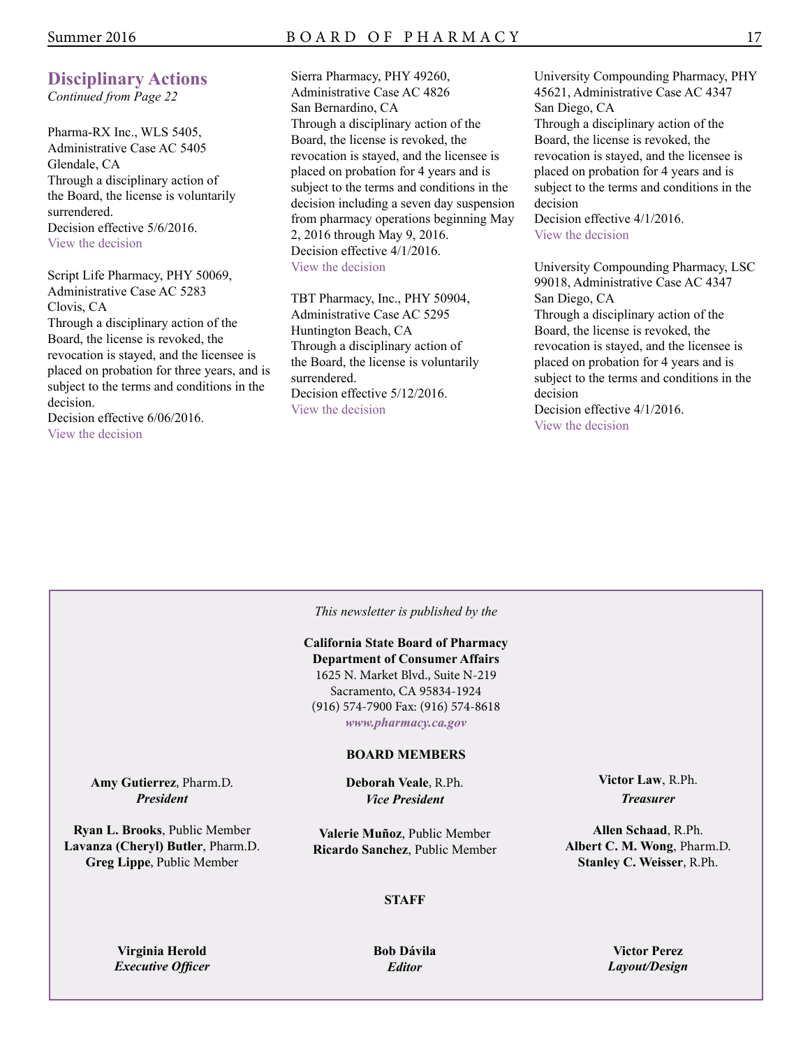## Disciplinary Actions

*Continued from Page 22*

Pharma-RX Inc., WLS 5405, Administrative Case AC 5405
Glendale, CA
Through a disciplinary action of the Board, the license is voluntarily surrendered.
Decision effective 5/6/2016.
View the decision

Script Life Pharmacy, PHY 50069, Administrative Case AC 5283
Clovis, CA
Through a disciplinary action of the Board, the license is revoked, the revocation is stayed, and the licensee is placed on probation for three years, and is subject to the terms and conditions in the decision.
Decision effective 6/06/2016.
View the decision

Sierra Pharmacy, PHY 49260, Administrative Case AC 4826
San Bernardino, CA
Through a disciplinary action of the Board, the license is revoked, the revocation is stayed, and the licensee is placed on probation for 4 years and is subject to the terms and conditions in the decision including a seven day suspension from pharmacy operations beginning May 2, 2016 through May 9, 2016.
Decision effective 4/1/2016.
View the decision

TBT Pharmacy, Inc., PHY 50904, Administrative Case AC 5295
Huntington Beach, CA
Through a disciplinary action of the Board, the license is voluntarily surrendered.
Decision effective 5/12/2016.
View the decision

University Compounding Pharmacy, PHY 45621, Administrative Case AC 4347
San Diego, CA
Through a disciplinary action of the Board, the license is revoked, the revocation is stayed, and the licensee is placed on probation for 4 years and is subject to the terms and conditions in the decision
Decision effective 4/1/2016.
View the decision

University Compounding Pharmacy, LSC 99018, Administrative Case AC 4347
San Diego, CA
Through a disciplinary action of the Board, the license is revoked, the revocation is stayed, and the licensee is placed on probation for 4 years and is subject to the terms and conditions in the decision
Decision effective 4/1/2016.
View the decision

---

*This newsletter is published by the*

**California State Board of Pharmacy**
**Department of Consumer Affairs**
1625 N. Market Blvd., Suite N-219
Sacramento, CA 95834-1924
(916) 574-7900 Fax: (916) 574-8618
***www.pharmacy.ca.gov***

**BOARD MEMBERS**

**Amy Gutierrez**, Pharm.D.
***President***

**Deborah Veale**, R.Ph.
***Vice President***

**Victor Law**, R.Ph.
***Treasurer***

**Ryan L. Brooks**, Public Member
**Lavanza (Cheryl) Butler**, Pharm.D.
**Greg Lippe**, Public Member
**Valerie Muñoz**, Public Member
**Ricardo Sanchez**, Public Member
**Allen Schaad**, R.Ph.
**Albert C. M. Wong**, Pharm.D.
**Stanley C. Weisser**, R.Ph.

**STAFF**

**Virginia Herold**
***Executive Officer***

**Bob Dávila**
***Editor***

**Victor Perez**
***Layout/Design***